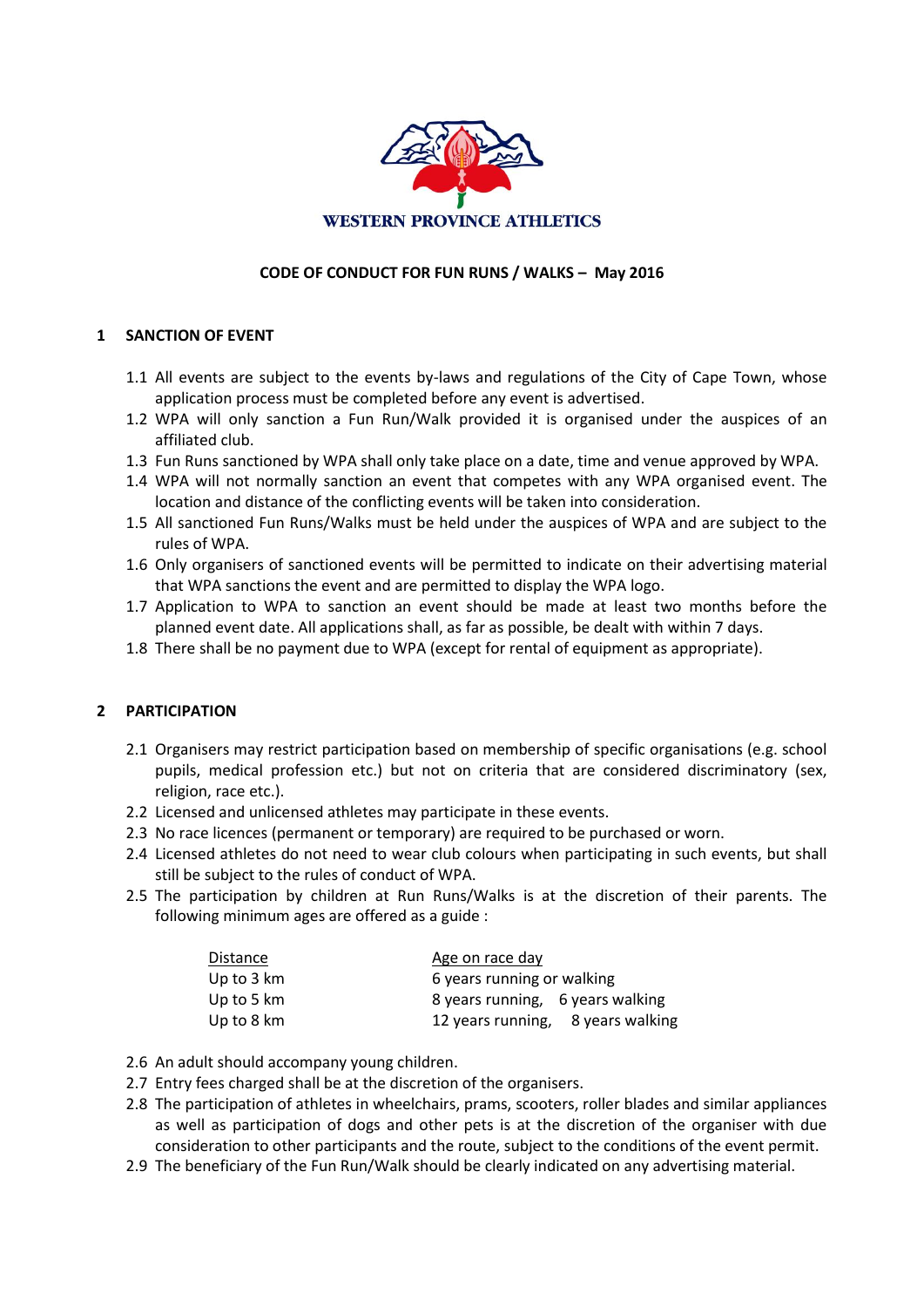WESTERN PROVINCE ATHLETICS

**CODE OF CONDUCT FOR FUN RUNS / WALKS – May 2016**

## 1 SANCTION OF EVENT

1.1 All events are subject to the events by-laws and regulations of the City of Cape Town, whose application process must be completed before any event is advertised.

1.2 WPA will only sanction a Fun Run/Walk provided it is organised under the auspices of an affiliated club.

1.3 Fun Runs sanctioned by WPA shall only take place on a date, time and venue approved by WPA.

1.4 WPA will not normally sanction an event that competes with any WPA organised event. The location and distance of the conflicting events will be taken into consideration.

1.5 All sanctioned Fun Runs/Walks must be held under the auspices of WPA and are subject to the rules of WPA.

1.6 Only organisers of sanctioned events will be permitted to indicate on their advertising material that WPA sanctions the event and are permitted to display the WPA logo.

1.7 Application to WPA to sanction an event should be made at least two months before the planned event date. All applications shall, as far as possible, be dealt with within 7 days.

1.8 There shall be no payment due to WPA (except for rental of equipment as appropriate).

## 2 PARTICIPATION

2.1 Organisers may restrict participation based on membership of specific organisations (e.g. school pupils, medical profession etc.) but not on criteria that are considered discriminatory (sex, religion, race etc.).

2.2 Licensed and unlicensed athletes may participate in these events.

2.3 No race licences (permanent or temporary) are required to be purchased or worn.

2.4 Licensed athletes do not need to wear club colours when participating in such events, but shall still be subject to the rules of conduct of WPA.

2.5 The participation by children at Run Runs/Walks is at the discretion of their parents. The following minimum ages are offered as a guide :

| Distance | Age on race day |
|---|---|
| Up to 3 km | 6 years running or walking |
| Up to 5 km | 8 years running, 6 years walking |
| Up to 8 km | 12 years running, 8 years walking |

2.6 An adult should accompany young children.

2.7 Entry fees charged shall be at the discretion of the organisers.

2.8 The participation of athletes in wheelchairs, prams, scooters, roller blades and similar appliances as well as participation of dogs and other pets is at the discretion of the organiser with due consideration to other participants and the route, subject to the conditions of the event permit.

2.9 The beneficiary of the Fun Run/Walk should be clearly indicated on any advertising material.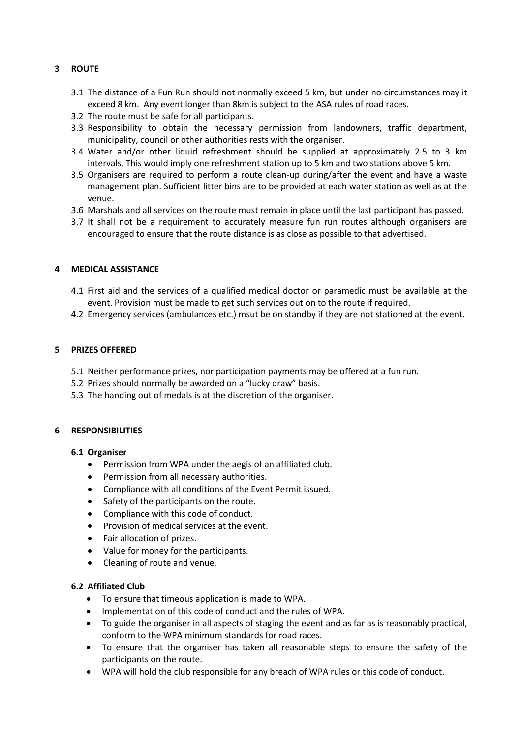## 3 ROUTE

3.1 The distance of a Fun Run should not normally exceed 5 km, but under no circumstances may it exceed 8 km. Any event longer than 8km is subject to the ASA rules of road races.

3.2 The route must be safe for all participants.

3.3 Responsibility to obtain the necessary permission from landowners, traffic department, municipality, council or other authorities rests with the organiser.

3.4 Water and/or other liquid refreshment should be supplied at approximately 2.5 to 3 km intervals. This would imply one refreshment station up to 5 km and two stations above 5 km.

3.5 Organisers are required to perform a route clean-up during/after the event and have a waste management plan. Sufficient litter bins are to be provided at each water station as well as at the venue.

3.6 Marshals and all services on the route must remain in place until the last participant has passed.

3.7 It shall not be a requirement to accurately measure fun run routes although organisers are encouraged to ensure that the route distance is as close as possible to that advertised.

## 4 MEDICAL ASSISTANCE

4.1 First aid and the services of a qualified medical doctor or paramedic must be available at the event. Provision must be made to get such services out on to the route if required.

4.2 Emergency services (ambulances etc.) msut be on standby if they are not stationed at the event.

## 5 PRIZES OFFERED

5.1 Neither performance prizes, nor participation payments may be offered at a fun run.

5.2 Prizes should normally be awarded on a "lucky draw" basis.

5.3 The handing out of medals is at the discretion of the organiser.

## 6 RESPONSIBILITIES

### 6.1 Organiser

- Permission from WPA under the aegis of an affiliated club.
- Permission from all necessary authorities.
- Compliance with all conditions of the Event Permit issued.
- Safety of the participants on the route.
- Compliance with this code of conduct.
- Provision of medical services at the event.
- Fair allocation of prizes.
- Value for money for the participants.
- Cleaning of route and venue.

### 6.2 Affiliated Club

- To ensure that timeous application is made to WPA.
- Implementation of this code of conduct and the rules of WPA.
- To guide the organiser in all aspects of staging the event and as far as is reasonably practical, conform to the WPA minimum standards for road races.
- To ensure that the organiser has taken all reasonable steps to ensure the safety of the participants on the route.
- WPA will hold the club responsible for any breach of WPA rules or this code of conduct.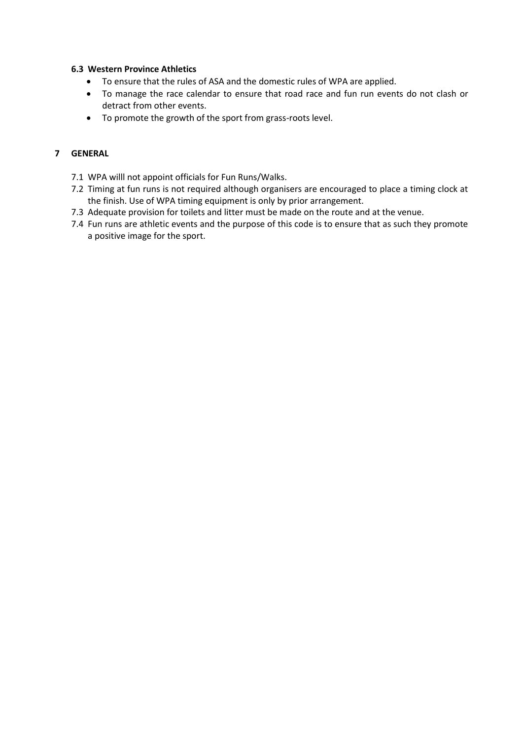### 6.3 Western Province Athletics

- To ensure that the rules of ASA and the domestic rules of WPA are applied.
- To manage the race calendar to ensure that road race and fun run events do not clash or detract from other events.
- To promote the growth of the sport from grass-roots level.

## 7 GENERAL

7.1 WPA willl not appoint officials for Fun Runs/Walks.

7.2 Timing at fun runs is not required although organisers are encouraged to place a timing clock at the finish. Use of WPA timing equipment is only by prior arrangement.

7.3 Adequate provision for toilets and litter must be made on the route and at the venue.

7.4 Fun runs are athletic events and the purpose of this code is to ensure that as such they promote a positive image for the sport.